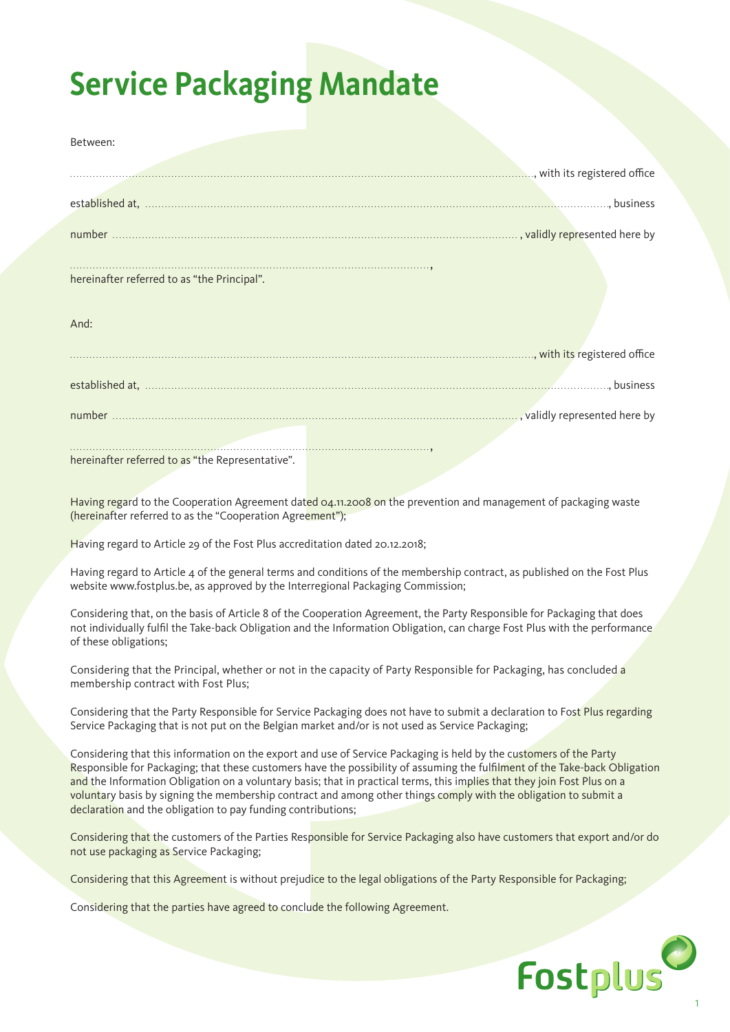# Service Packaging Mandate

Between:

.............................................................................................................................................., with its registered office

established at, ............................................................................................................................................., business

number ........................................................................................................................ , validly represented here by

..............................................................................................................,

hereinafter referred to as “the Principal”.

And:

.............................................................................................................................................., with its registered office

established at, ............................................................................................................................................., business

number ........................................................................................................................ , validly represented here by

..............................................................................................................,

hereinafter referred to as “the Representative”.

Having regard to the Cooperation Agreement dated 04.11.2008 on the prevention and management of packaging waste (hereinafter referred to as the “Cooperation Agreement”);

Having regard to Article 29 of the Fost Plus accreditation dated 20.12.2018;

Having regard to Article 4 of the general terms and conditions of the membership contract, as published on the Fost Plus website www.fostplus.be, as approved by the Interregional Packaging Commission;

Considering that, on the basis of Article 8 of the Cooperation Agreement, the Party Responsible for Packaging that does not individually fulfil the Take-back Obligation and the Information Obligation, can charge Fost Plus with the performance of these obligations;

Considering that the Principal, whether or not in the capacity of Party Responsible for Packaging, has concluded a membership contract with Fost Plus;

Considering that the Party Responsible for Service Packaging does not have to submit a declaration to Fost Plus regarding Service Packaging that is not put on the Belgian market and/or is not used as Service Packaging;

Considering that this information on the export and use of Service Packaging is held by the customers of the Party Responsible for Packaging; that these customers have the possibility of assuming the fulfilment of the Take-back Obligation and the Information Obligation on a voluntary basis; that in practical terms, this implies that they join Fost Plus on a voluntary basis by signing the membership contract and among other things comply with the obligation to submit a declaration and the obligation to pay funding contributions;

Considering that the customers of the Parties Responsible for Service Packaging also have customers that export and/or do not use packaging as Service Packaging;

Considering that this Agreement is without prejudice to the legal obligations of the Party Responsible for Packaging;

Considering that the parties have agreed to conclude the following Agreement.

Fostplus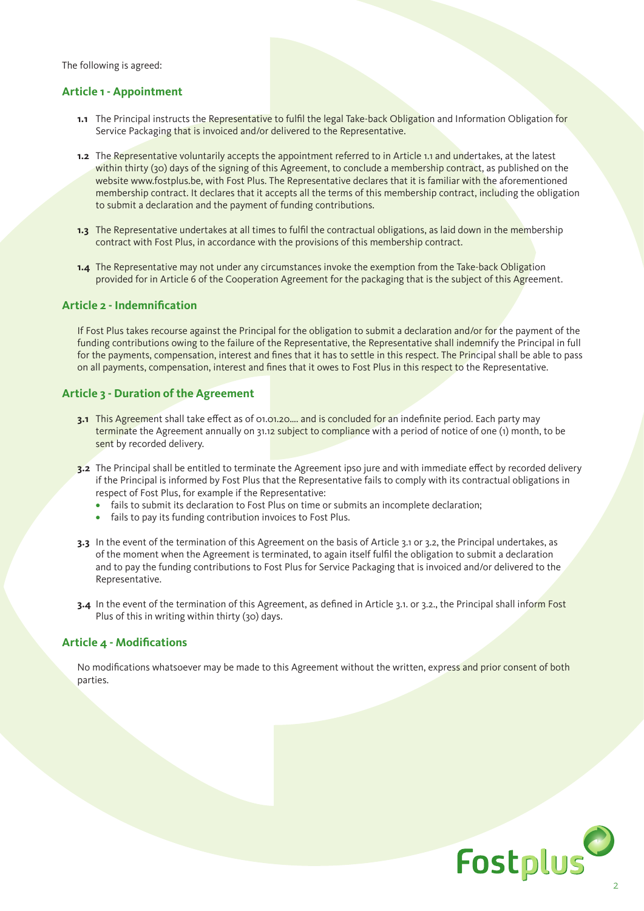The following is agreed:

## Article 1 - Appointment

**1.1** The Principal instructs the Representative to fulfil the legal Take-back Obligation and Information Obligation for Service Packaging that is invoiced and/or delivered to the Representative.

**1.2** The Representative voluntarily accepts the appointment referred to in Article 1.1 and undertakes, at the latest within thirty (30) days of the signing of this Agreement, to conclude a membership contract, as published on the website www.fostplus.be, with Fost Plus. The Representative declares that it is familiar with the aforementioned membership contract. It declares that it accepts all the terms of this membership contract, including the obligation to submit a declaration and the payment of funding contributions.

**1.3** The Representative undertakes at all times to fulfil the contractual obligations, as laid down in the membership contract with Fost Plus, in accordance with the provisions of this membership contract.

**1.4** The Representative may not under any circumstances invoke the exemption from the Take-back Obligation provided for in Article 6 of the Cooperation Agreement for the packaging that is the subject of this Agreement.

## Article 2 - Indemnification

If Fost Plus takes recourse against the Principal for the obligation to submit a declaration and/or for the payment of the funding contributions owing to the failure of the Representative, the Representative shall indemnify the Principal in full for the payments, compensation, interest and fines that it has to settle in this respect. The Principal shall be able to pass on all payments, compensation, interest and fines that it owes to Fost Plus in this respect to the Representative.

## Article 3 - Duration of the Agreement

**3.1** This Agreement shall take effect as of 01.01.20.... and is concluded for an indefinite period. Each party may terminate the Agreement annually on 31.12 subject to compliance with a period of notice of one (1) month, to be sent by recorded delivery.

**3.2** The Principal shall be entitled to terminate the Agreement ipso jure and with immediate effect by recorded delivery if the Principal is informed by Fost Plus that the Representative fails to comply with its contractual obligations in respect of Fost Plus, for example if the Representative:

- fails to submit its declaration to Fost Plus on time or submits an incomplete declaration;
- fails to pay its funding contribution invoices to Fost Plus.

**3.3** In the event of the termination of this Agreement on the basis of Article 3.1 or 3.2, the Principal undertakes, as of the moment when the Agreement is terminated, to again itself fulfil the obligation to submit a declaration and to pay the funding contributions to Fost Plus for Service Packaging that is invoiced and/or delivered to the Representative.

**3.4** In the event of the termination of this Agreement, as defined in Article 3.1. or 3.2., the Principal shall inform Fost Plus of this in writing within thirty (30) days.

## Article 4 - Modifications

No modifications whatsoever may be made to this Agreement without the written, express and prior consent of both parties.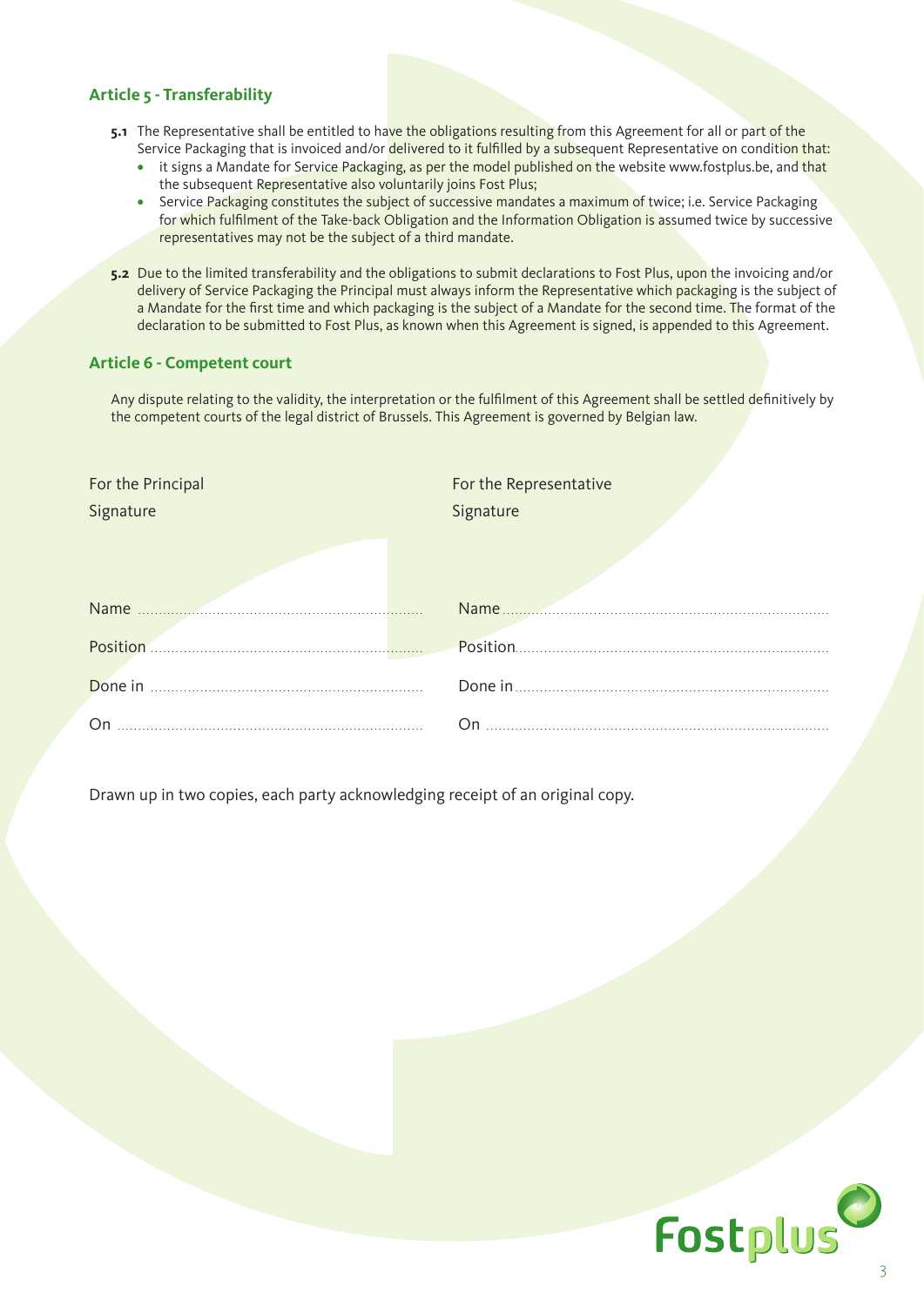### Article 5 - Transferability

**5.1** The Representative shall be entitled to have the obligations resulting from this Agreement for all or part of the Service Packaging that is invoiced and/or delivered to it fulfilled by a subsequent Representative on condition that:

- it signs a Mandate for Service Packaging, as per the model published on the website www.fostplus.be, and that the subsequent Representative also voluntarily joins Fost Plus;
- Service Packaging constitutes the subject of successive mandates a maximum of twice; i.e. Service Packaging for which fulfilment of the Take-back Obligation and the Information Obligation is assumed twice by successive representatives may not be the subject of a third mandate.

**5.2** Due to the limited transferability and the obligations to submit declarations to Fost Plus, upon the invoicing and/or delivery of Service Packaging the Principal must always inform the Representative which packaging is the subject of a Mandate for the first time and which packaging is the subject of a Mandate for the second time. The format of the declaration to be submitted to Fost Plus, as known when this Agreement is signed, is appended to this Agreement.

### Article 6 - Competent court

Any dispute relating to the validity, the interpretation or the fulfilment of this Agreement shall be settled definitively by the competent courts of the legal district of Brussels. This Agreement is governed by Belgian law.

| For the Principal | For the Representative |
| --- | --- |
| Signature | Signature |
| | |
| Name ........................................ | Name ........................................ |
| Position ........................................ | Position ........................................ |
| Done in ........................................ | Done in ........................................ |
| On ........................................ | On ........................................ |

Drawn up in two copies, each party acknowledging receipt of an original copy.